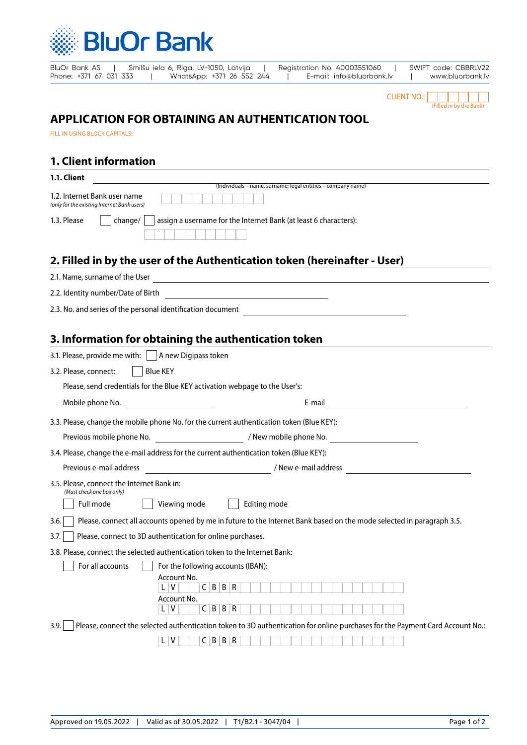# BluOr Bank

BluOr Bank AS | Smilšu iela 6, Rīga, LV-1050, Latvija | Registration No. 40003551060 | SWIFT code: CBBRLV22
Phone: +371 67 031 333 | WhatsApp: +371 26 552 244 | E-mail: info@bluorbank.lv | www.bluorbank.lv

CLIENT NO.: ☐☐☐☐☐☐
(Filled in by the Bank)

## APPLICATION FOR OBTAINING AN AUTHENTICATION TOOL

FILL IN USING BLOCK CAPITALS!

## 1. Client information

**1.1. Client** ______________________________
(Individuals – name, surname; legal entities – company name)

1.2. Internet Bank user name ☐☐☐☐☐☐☐☐☐☐
*(only for the existing Internet Bank users)*

1.3. Please ☐ change/ ☐ assign a username for the Internet Bank (at least 6 characters):
☐☐☐☐☐☐☐☐☐☐

## 2. Filled in by the user of the Authentication token (hereinafter - User)

2.1. Name, surname of the User ______________________________

2.2. Identity number/Date of Birth ______________________________

2.3. No. and series of the personal identification document ______________________________

## 3. Information for obtaining the authentication token

3.1. Please, provide me with: ☐ A new Digipass token

3.2. Please, connect: ☐ Blue KEY

Please, send credentials for the Blue KEY activation webpage to the User's:

Mobile phone No. ____________________ E-mail ____________________

3.3. Please, change the mobile phone No. for the current authentication token (Blue KEY):

Previous mobile phone No. ____________________ / New mobile phone No. ____________________

3.4. Please, change the e-mail address for the current authentication token (Blue KEY):

Previous e-mail address ____________________ / New e-mail address ____________________

3.5. Please, connect the Internet Bank in:
*(Must check one box only)*

☐ Full mode ☐ Viewing mode ☐ Editing mode

3.6. ☐ Please, connect all accounts opened by me in future to the Internet Bank based on the mode selected in paragraph 3.5.

3.7. ☐ Please, connect to 3D authentication for online purchases.

3.8. Please, connect the selected authentication token to the Internet Bank:

☐ For all accounts ☐ For the following accounts (IBAN):

Account No.
L V ☐☐ C B B R ☐☐☐☐☐☐☐☐☐☐☐☐☐☐☐☐

Account No.
L V ☐☐ C B B R ☐☐☐☐☐☐☐☐☐☐☐☐☐☐☐☐

3.9. ☐ Please, connect the selected authentication token to 3D authentication for online purchases for the Payment Card Account No.:

L V ☐☐ C B B R ☐☐☐☐☐☐☐☐☐☐☐☐☐☐☐☐

Approved on 19.05.2022 | Valid as of 30.05.2022 | T1/B2.1 - 3047/04 |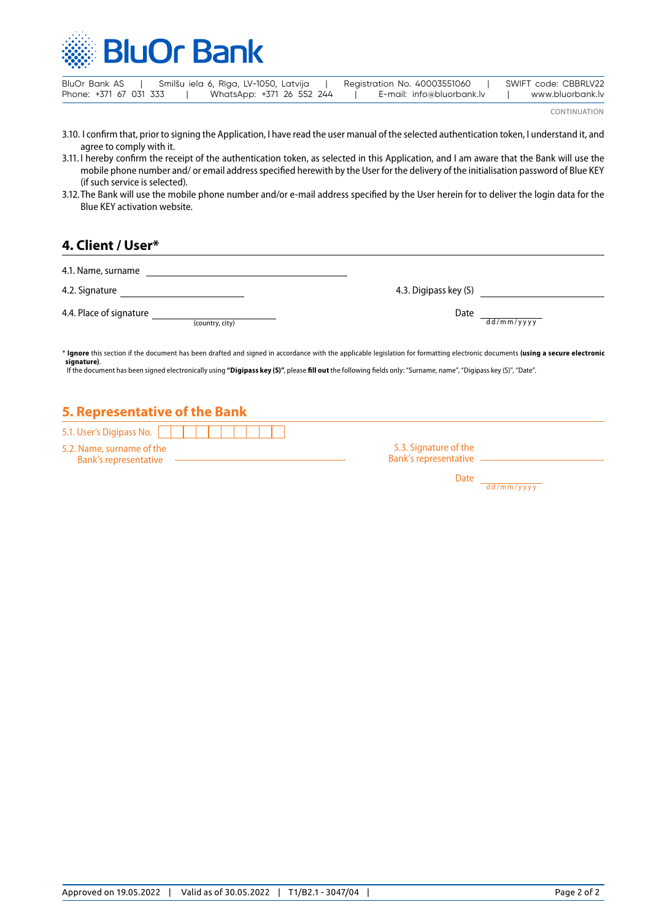CONTINUATION

3.10. I confirm that, prior to signing the Application, I have read the user manual of the selected authentication token, I understand it, and agree to comply with it.

3.11. I hereby confirm the receipt of the authentication token, as selected in this Application, and I am aware that the Bank will use the mobile phone number and/ or email address specified herewith by the User for the delivery of the initialisation password of Blue KEY (if such service is selected).

3.12. The Bank will use the mobile phone number and/or e-mail address specified by the User herein for to deliver the login data for the Blue KEY activation website.

## 4. Client / User*

4.1. Name, surname ______________________

4.2. Signature ______________________

4.3. Digipass key (S) ______________________

4.4. Place of signature ______________________ (country, city)

Date ______________________ dd/mm/yyyy

\* **Ignore** this section if the document has been drafted and signed in accordance with the applicable legislation for formatting electronic documents **(using a secure electronic signature)**.
If the document has been signed electronically using **"Digipass key (S)"**, please **fill out** the following fields only: "Surname, name", "Digipass key (S)", "Date".

## 5. Representative of the Bank

5.1. User's Digipass No. | | | | | | | | | | |

5.2. Name, surname of the Bank's representative ______________________

5.3. Signature of the Bank's representative ______________________

Date ______________________ dd/mm/yyyy

Approved on 19.05.2022 | Valid as of 30.05.2022 | T1/B2.1 - 3047/04 |